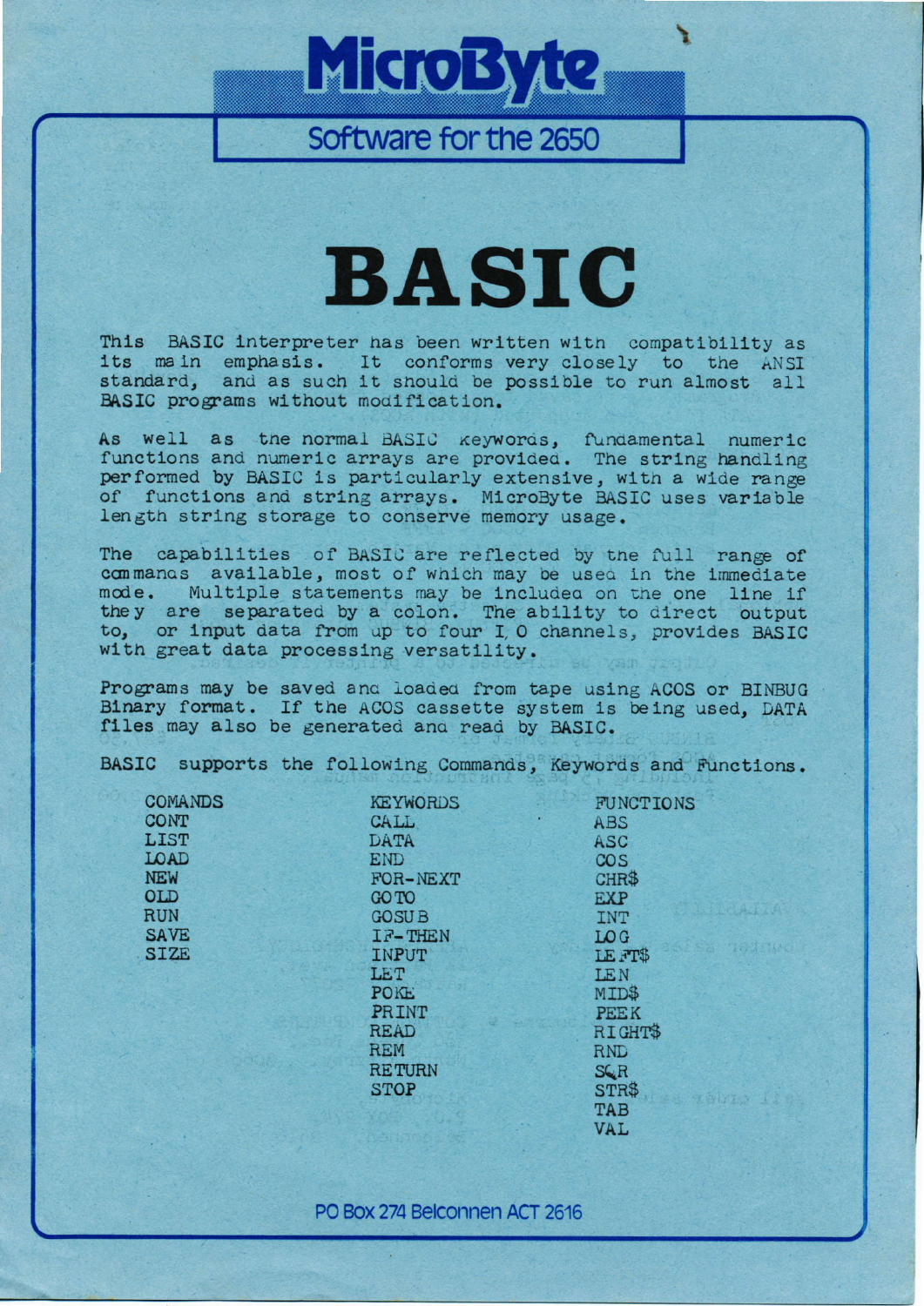# MicroByte

## Software for the 2650

# BASIC

This BASIC interpreter has been written with compatibility as its main emphasis. It conforms very closely to the ANSI standard, and as such it should be possible to run almost all BASIC programs without modification.

As well as the normal BASIC keywords, fundamental numeric functions and numeric arrays are provided. The string handling performed by BASIC is particularly extensive, with a wide range of functions and string arrays. MicroByte BASIC uses variable length string storage to conserve memory usage.

The capabilities of BASIC are reflected by the full range of commands available, most of which may be used in the immediate mode. Multiple statements may be included on the one line if they are separated by a colon. The ability to direct output to, or input data from up to four I/O channels, provides BASIC with great data processing versatility.

Programs may be saved and loaded from tape using ACOS or BINBUG Binary format. If the ACOS cassette system is being used, DATA files may also be generated and read by BASIC.

BASIC supports the following Commands, Keywords and Functions.

| COMANDS | KEYWORDS | FUNCTIONS |
|---|---|---|
| CONT | CALL | ABS |
| LIST | DATA | ASC |
| LOAD | END | COS |
| NEW | FOR-NEXT | CHR$ |
| OLD | GOTO | EXP |
| RUN | GOSUB | INT |
| SAVE | IF-THEN | LOG |
| SIZE | INPUT | LEFT$ |
| | LET | LEN |
| | POKE | MID$ |
| | PRINT | PEEK |
| | READ | RIGHT$ |
| | REM | RND |
| | RETURN | SQR |
| | STOP | STR$ |
| | | TAB |
| | | VAL |

PO Box 274 Belconnen ACT 2616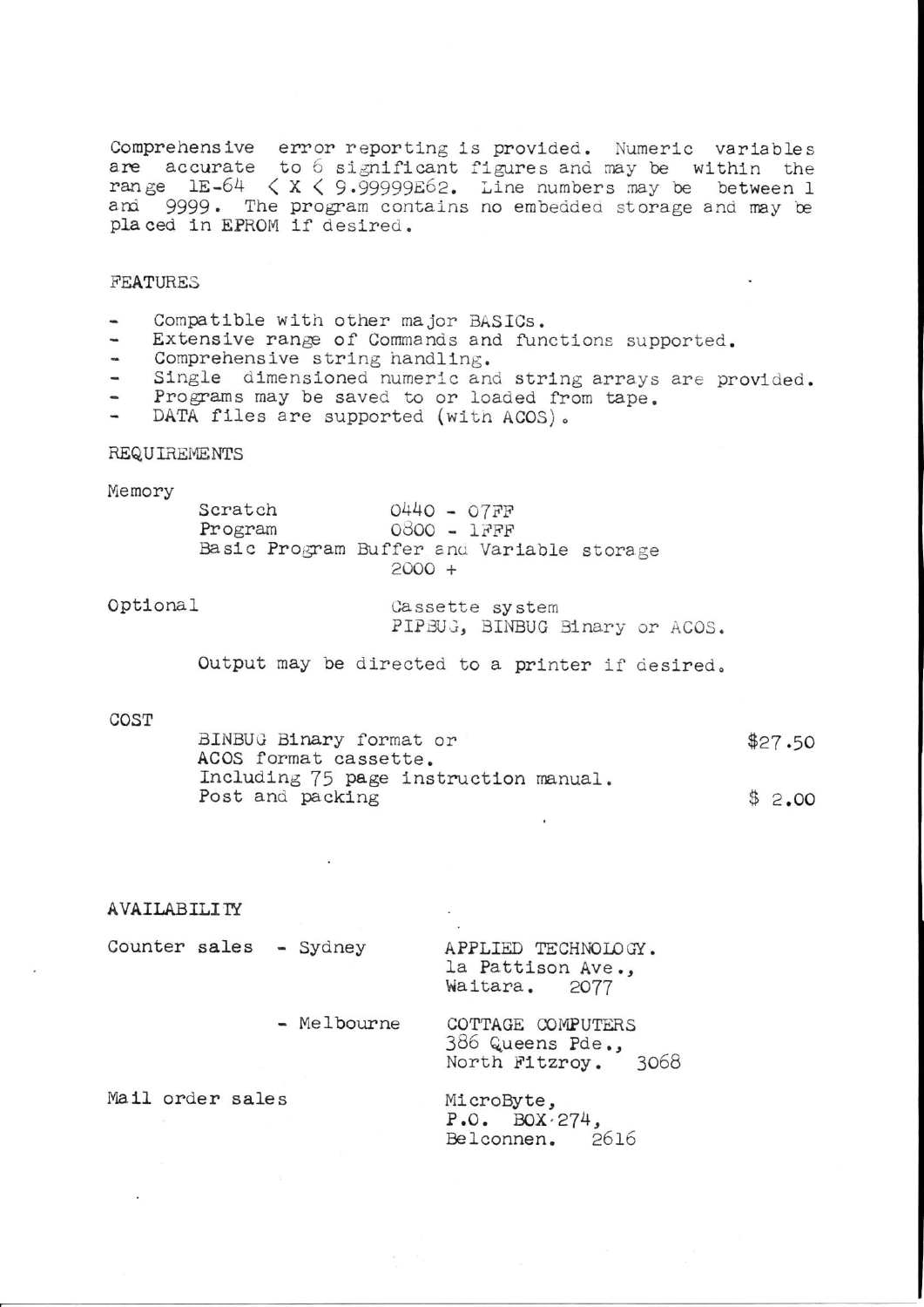Comprehensive error reporting is provided. Numeric variables are accurate to 6 significant figures and may be within the range 1E-64 < X < 9.99999E62. Line numbers may be between 1 and 9999. The program contains no embedded storage and may be placed in EPROM if desired.

## FEATURES

- Compatible with other major BASICs.
- Extensive range of Commands and functions supported.
- Comprehensive string handling.
- Single dimensioned numeric and string arrays are provided.
- Programs may be saved to or loaded from tape.
- DATA files are supported (with ACOS).

## REQUIREMENTS

Memory

| | |
|---|---|
| Scratch | 0440 - 07FF |
| Program | 0800 - 1FFF |
| Basic Program Buffer and Variable storage | 2000 + |

Optional

Cassette system
PIPBUG, BINBUG Binary or ACOS.

Output may be directed to a printer if desired.

## COST

| | |
|---|---|
| BINBUG Binary format or ACOS format cassette. Including 75 page instruction manual. | $27.50 |
| Post and packing | $ 2.00 |

## AVAILABILITY

| | |
|---|---|
| Counter sales - Sydney | APPLIED TECHNOLOGY. 1a Pattison Ave., Waitara. 2077 |
| - Melbourne | COTTAGE COMPUTERS 386 Queens Pde., North Fitzroy. 3068 |
| Mail order sales | MicroByte, P.O. BOX 274, Belconnen. 2616 |